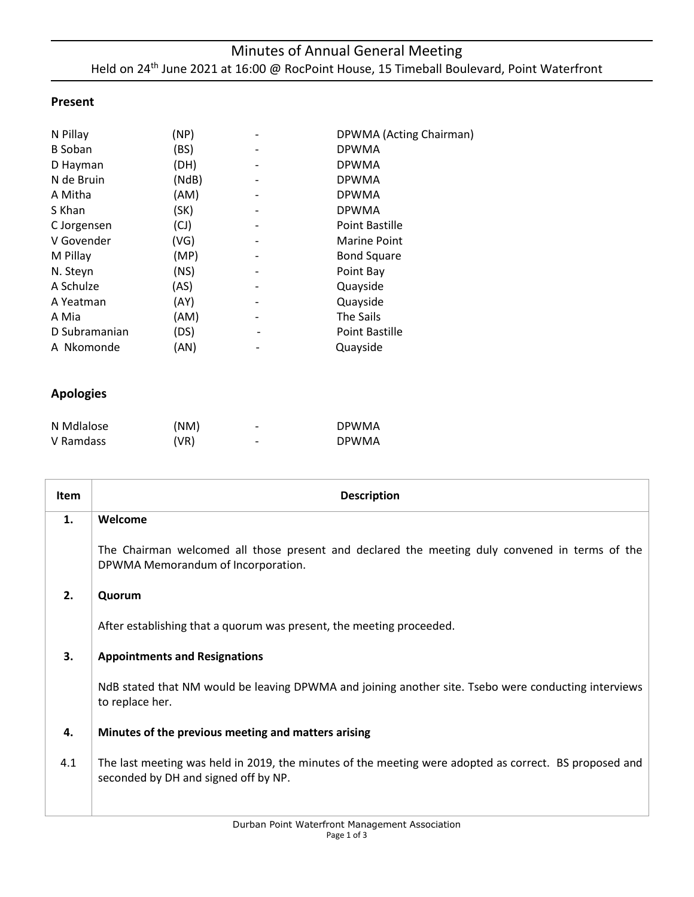# Minutes of Annual General Meeting

Held on 24th June 2021 at 16:00 @ RocPoint House, 15 Timeball Boulevard, Point Waterfront

## Present

| | | | |
|---|---|---|---|
| N Pillay | (NP) | - | DPWMA (Acting Chairman) |
| B Soban | (BS) | - | DPWMA |
| D Hayman | (DH) | - | DPWMA |
| N de Bruin | (NdB) | - | DPWMA |
| A Mitha | (AM) | - | DPWMA |
| S Khan | (SK) | - | DPWMA |
| C Jorgensen | (CJ) | - | Point Bastille |
| V Govender | (VG) | - | Marine Point |
| M Pillay | (MP) | - | Bond Square |
| N. Steyn | (NS) | - | Point Bay |
| A Schulze | (AS) | - | Quayside |
| A Yeatman | (AY) | - | Quayside |
| A Mia | (AM) | - | The Sails |
| D Subramanian | (DS) | - | Point Bastille |
| A Nkomonde | (AN) | - | Quayside |

## Apologies

| | | | |
|---|---|---|---|
| N Mdlalose | (NM) | - | DPWMA |
| V Ramdass | (VR) | - | DPWMA |

| Item | Description |
|---|---|
| **1.** | **Welcome** |
| | The Chairman welcomed all those present and declared the meeting duly convened in terms of the DPWMA Memorandum of Incorporation. |
| **2.** | **Quorum** |
| | After establishing that a quorum was present, the meeting proceeded. |
| **3.** | **Appointments and Resignations** |
| | NdB stated that NM would be leaving DPWMA and joining another site. Tsebo were conducting interviews to replace her. |
| **4.** | **Minutes of the previous meeting and matters arising** |
| 4.1 | The last meeting was held in 2019, the minutes of the meeting were adopted as correct. BS proposed and seconded by DH and signed off by NP. |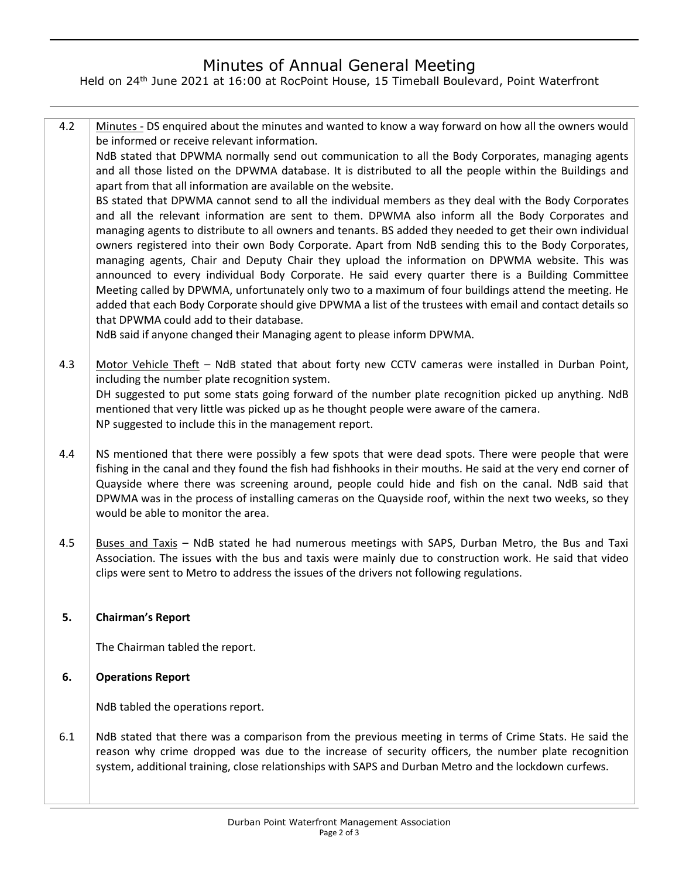4.2 Minutes - DS enquired about the minutes and wanted to know a way forward on how all the owners would be informed or receive relevant information.

NdB stated that DPWMA normally send out communication to all the Body Corporates, managing agents and all those listed on the DPWMA database. It is distributed to all the people within the Buildings and apart from that all information are available on the website.

BS stated that DPWMA cannot send to all the individual members as they deal with the Body Corporates and all the relevant information are sent to them. DPWMA also inform all the Body Corporates and managing agents to distribute to all owners and tenants. BS added they needed to get their own individual owners registered into their own Body Corporate. Apart from NdB sending this to the Body Corporates, managing agents, Chair and Deputy Chair they upload the information on DPWMA website. This was announced to every individual Body Corporate. He said every quarter there is a Building Committee Meeting called by DPWMA, unfortunately only two to a maximum of four buildings attend the meeting. He added that each Body Corporate should give DPWMA a list of the trustees with email and contact details so that DPWMA could add to their database.

NdB said if anyone changed their Managing agent to please inform DPWMA.

4.3 Motor Vehicle Theft – NdB stated that about forty new CCTV cameras were installed in Durban Point, including the number plate recognition system.

DH suggested to put some stats going forward of the number plate recognition picked up anything. NdB mentioned that very little was picked up as he thought people were aware of the camera.

NP suggested to include this in the management report.

4.4 NS mentioned that there were possibly a few spots that were dead spots. There were people that were fishing in the canal and they found the fish had fishhooks in their mouths. He said at the very end corner of Quayside where there was screening around, people could hide and fish on the canal. NdB said that DPWMA was in the process of installing cameras on the Quayside roof, within the next two weeks, so they would be able to monitor the area.

4.5 Buses and Taxis – NdB stated he had numerous meetings with SAPS, Durban Metro, the Bus and Taxi Association. The issues with the bus and taxis were mainly due to construction work. He said that video clips were sent to Metro to address the issues of the drivers not following regulations.

## 5. Chairman's Report

The Chairman tabled the report.

## 6. Operations Report

NdB tabled the operations report.

6.1 NdB stated that there was a comparison from the previous meeting in terms of Crime Stats. He said the reason why crime dropped was due to the increase of security officers, the number plate recognition system, additional training, close relationships with SAPS and Durban Metro and the lockdown curfews.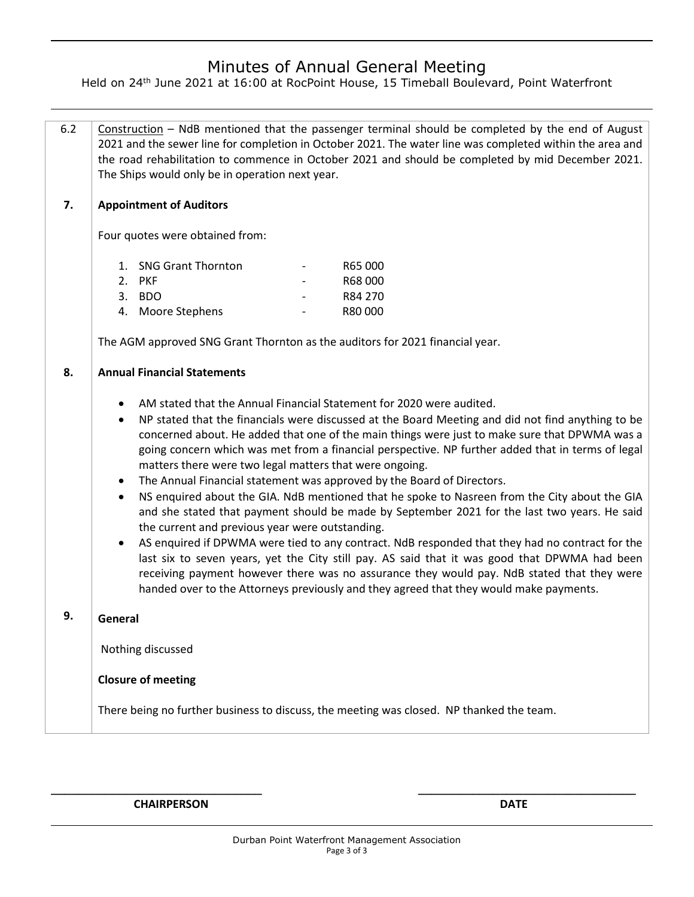# Minutes of Annual General Meeting

Held on 24th June 2021 at 16:00 at RocPoint House, 15 Timeball Boulevard, Point Waterfront

6.2 Construction – NdB mentioned that the passenger terminal should be completed by the end of August 2021 and the sewer line for completion in October 2021. The water line was completed within the area and the road rehabilitation to commence in October 2021 and should be completed by mid December 2021. The Ships would only be in operation next year.

## 7. Appointment of Auditors

Four quotes were obtained from:

1. SNG Grant Thornton - R65 000
2. PKF - R68 000
3. BDO - R84 270
4. Moore Stephens - R80 000

The AGM approved SNG Grant Thornton as the auditors for 2021 financial year.

## 8. Annual Financial Statements

- AM stated that the Annual Financial Statement for 2020 were audited.
- NP stated that the financials were discussed at the Board Meeting and did not find anything to be concerned about. He added that one of the main things were just to make sure that DPWMA was a going concern which was met from a financial perspective. NP further added that in terms of legal matters there were two legal matters that were ongoing.
- The Annual Financial statement was approved by the Board of Directors.
- NS enquired about the GIA. NdB mentioned that he spoke to Nasreen from the City about the GIA and she stated that payment should be made by September 2021 for the last two years. He said the current and previous year were outstanding.
- AS enquired if DPWMA were tied to any contract. NdB responded that they had no contract for the last six to seven years, yet the City still pay. AS said that it was good that DPWMA had been receiving payment however there was no assurance they would pay. NdB stated that they were handed over to the Attorneys previously and they agreed that they would make payments.

## 9. General

Nothing discussed

**Closure of meeting**

There being no further business to discuss, the meeting was closed. NP thanked the team.

\_\_\_\_\_\_\_\_\_\_\_\_\_\_\_\_\_\_\_\_\_\_\_\_\_\_\_\_\_\_ \_\_\_\_\_\_\_\_\_\_\_\_\_\_\_\_\_\_\_\_\_\_\_\_\_\_\_\_\_\_

**CHAIRPERSON** **DATE**

Durban Point Waterfront Management Association